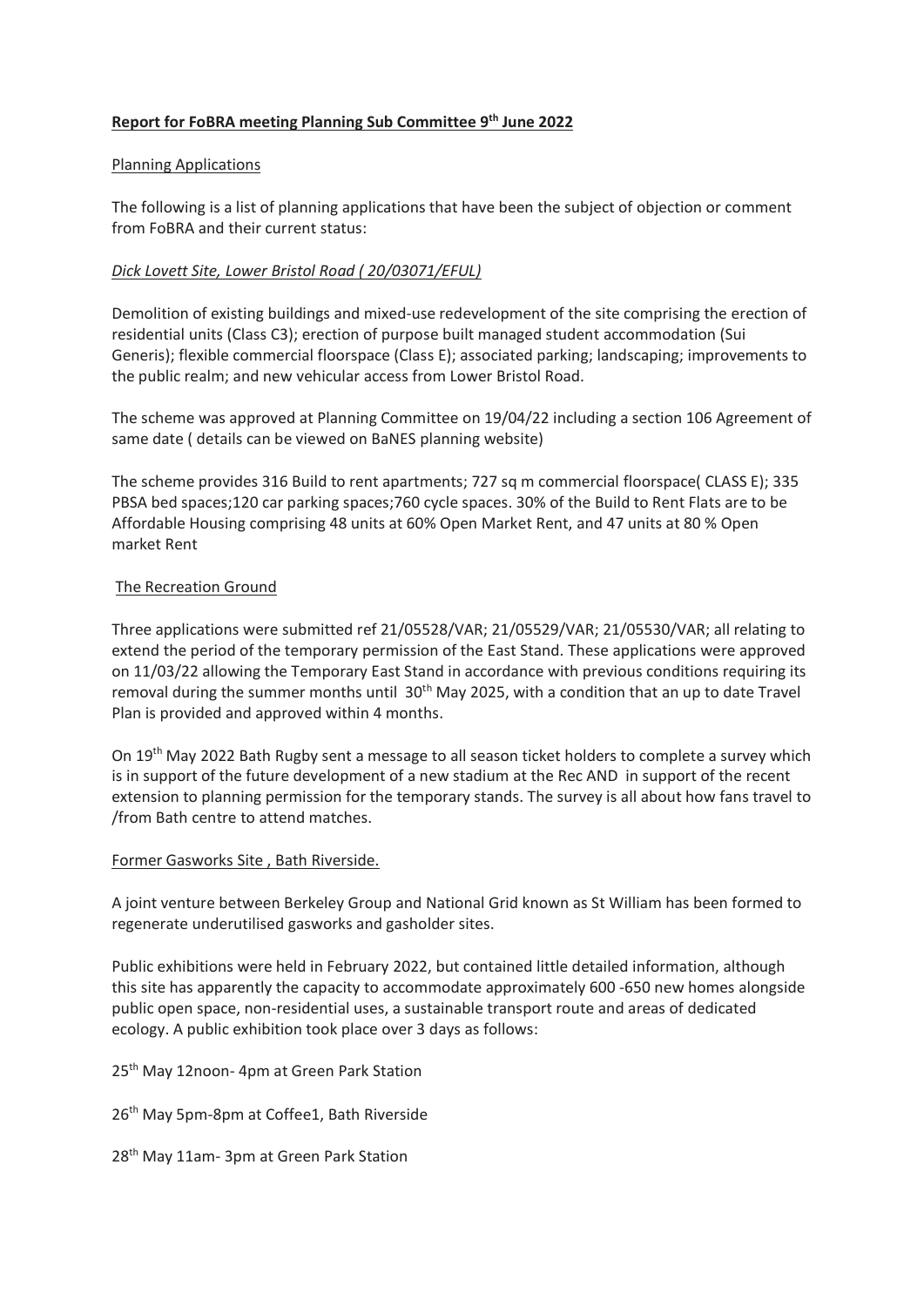**Report for FoBRA meeting Planning Sub Committee 9th June 2022**

Planning Applications

The following is a list of planning applications that have been the subject of objection or comment from FoBRA and their current status:

*Dick Lovett Site, Lower Bristol Road ( 20/03071/EFUL)*

Demolition of existing buildings and mixed-use redevelopment of the site comprising the erection of residential units (Class C3); erection of purpose built managed student accommodation (Sui Generis); flexible commercial floorspace (Class E); associated parking; landscaping; improvements to the public realm; and new vehicular access from Lower Bristol Road.

The scheme was approved at Planning Committee on 19/04/22 including a section 106 Agreement of same date ( details can be viewed on BaNES planning website)

The scheme provides 316 Build to rent apartments; 727 sq m commercial floorspace( CLASS E); 335 PBSA bed spaces;120 car parking spaces;760 cycle spaces. 30% of the Build to Rent Flats are to be Affordable Housing comprising 48 units at 60% Open Market Rent, and 47 units at 80 % Open market Rent

The Recreation Ground

Three applications were submitted ref 21/05528/VAR; 21/05529/VAR; 21/05530/VAR; all relating to extend the period of the temporary permission of the East Stand. These applications were approved on 11/03/22 allowing the Temporary East Stand in accordance with previous conditions requiring its removal during the summer months until 30th May 2025, with a condition that an up to date Travel Plan is provided and approved within 4 months.

On 19th May 2022 Bath Rugby sent a message to all season ticket holders to complete a survey which is in support of the future development of a new stadium at the Rec AND in support of the recent extension to planning permission for the temporary stands. The survey is all about how fans travel to /from Bath centre to attend matches.

Former Gasworks Site , Bath Riverside.

A joint venture between Berkeley Group and National Grid known as St William has been formed to regenerate underutilised gasworks and gasholder sites.

Public exhibitions were held in February 2022, but contained little detailed information, although this site has apparently the capacity to accommodate approximately 600 -650 new homes alongside public open space, non-residential uses, a sustainable transport route and areas of dedicated ecology. A public exhibition took place over 3 days as follows:

25th May 12noon- 4pm at Green Park Station

26th May 5pm-8pm at Coffee1, Bath Riverside

28th May 11am- 3pm at Green Park Station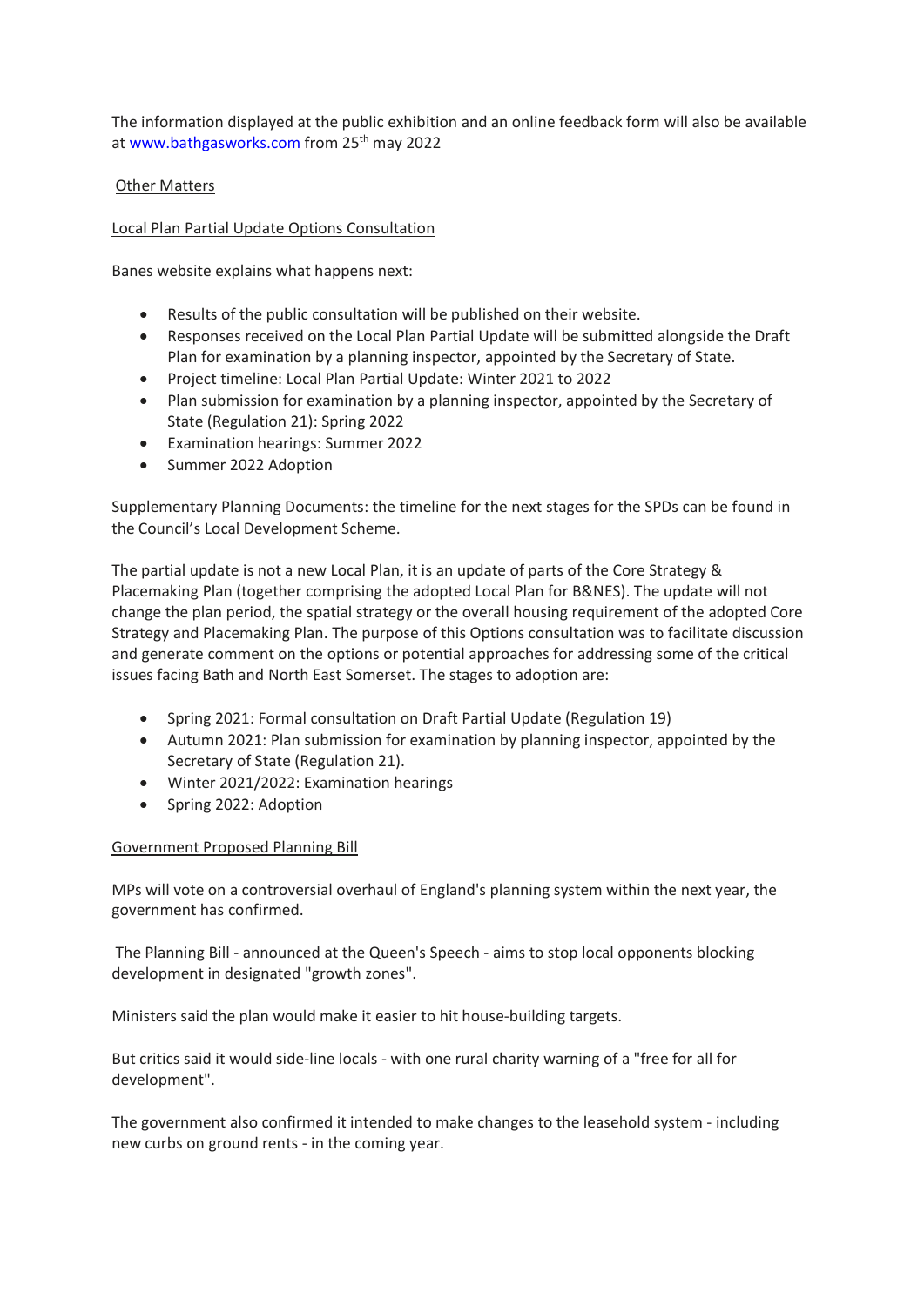The information displayed at the public exhibition and an online feedback form will also be available at [www.bathgasworks.com](http://www.bathgasworks.com) from 25th may 2022

Other Matters

Local Plan Partial Update Options Consultation

Banes website explains what happens next:

- Results of the public consultation will be published on their website.
- Responses received on the Local Plan Partial Update will be submitted alongside the Draft Plan for examination by a planning inspector, appointed by the Secretary of State.
- Project timeline: Local Plan Partial Update: Winter 2021 to 2022
- Plan submission for examination by a planning inspector, appointed by the Secretary of State (Regulation 21): Spring 2022
- Examination hearings: Summer 2022
- Summer 2022 Adoption

Supplementary Planning Documents: the timeline for the next stages for the SPDs can be found in the Council's Local Development Scheme.

The partial update is not a new Local Plan, it is an update of parts of the Core Strategy & Placemaking Plan (together comprising the adopted Local Plan for B&NES). The update will not change the plan period, the spatial strategy or the overall housing requirement of the adopted Core Strategy and Placemaking Plan. The purpose of this Options consultation was to facilitate discussion and generate comment on the options or potential approaches for addressing some of the critical issues facing Bath and North East Somerset. The stages to adoption are:

- Spring 2021: Formal consultation on Draft Partial Update (Regulation 19)
- Autumn 2021: Plan submission for examination by planning inspector, appointed by the Secretary of State (Regulation 21).
- Winter 2021/2022: Examination hearings
- Spring 2022: Adoption

Government Proposed Planning Bill

MPs will vote on a controversial overhaul of England's planning system within the next year, the government has confirmed.

The Planning Bill - announced at the Queen's Speech - aims to stop local opponents blocking development in designated "growth zones".

Ministers said the plan would make it easier to hit house-building targets.

But critics said it would side-line locals - with one rural charity warning of a "free for all for development".

The government also confirmed it intended to make changes to the leasehold system - including new curbs on ground rents - in the coming year.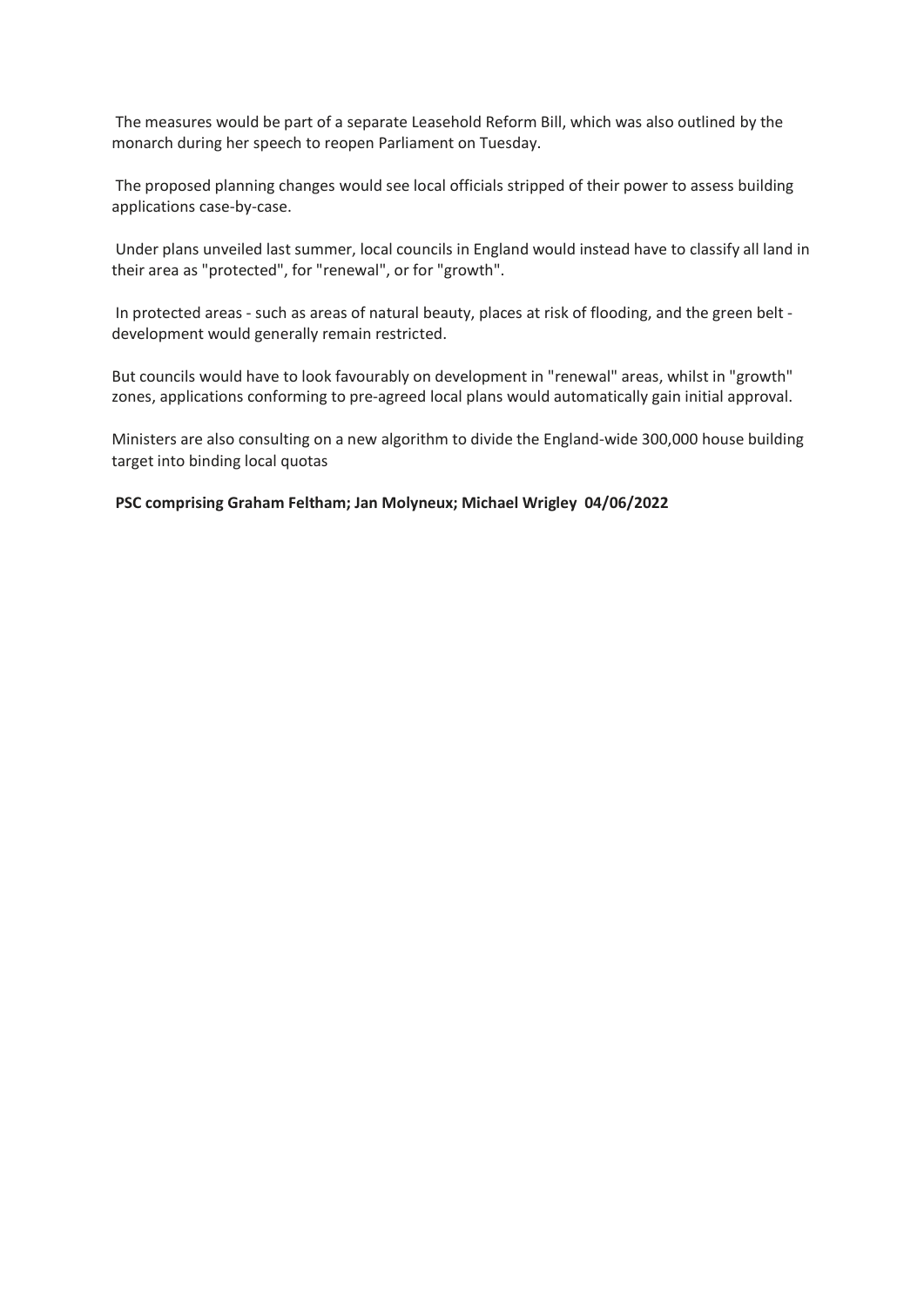The measures would be part of a separate Leasehold Reform Bill, which was also outlined by the monarch during her speech to reopen Parliament on Tuesday.

The proposed planning changes would see local officials stripped of their power to assess building applications case-by-case.

Under plans unveiled last summer, local councils in England would instead have to classify all land in their area as "protected", for "renewal", or for "growth".

In protected areas - such as areas of natural beauty, places at risk of flooding, and the green belt - development would generally remain restricted.

But councils would have to look favourably on development in "renewal" areas, whilst in "growth" zones, applications conforming to pre-agreed local plans would automatically gain initial approval.

Ministers are also consulting on a new algorithm to divide the England-wide 300,000 house building target into binding local quotas

**PSC comprising Graham Feltham; Jan Molyneux; Michael Wrigley 04/06/2022**